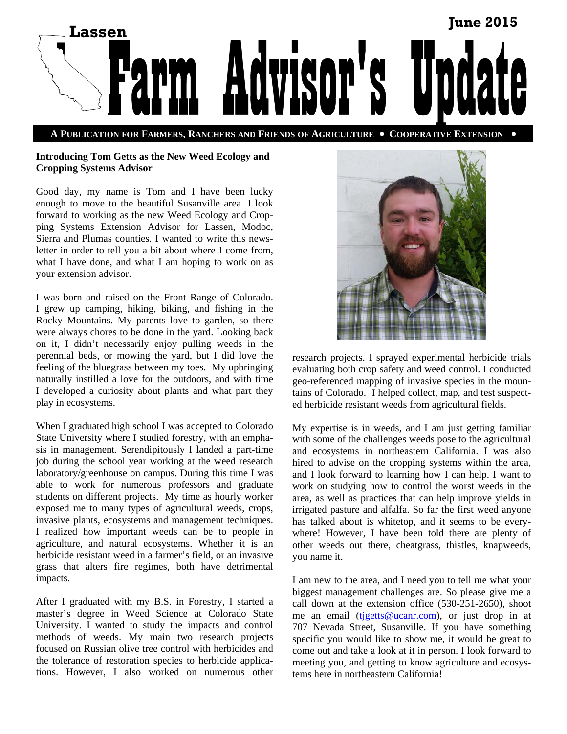# Lassen Farm Advisor's Update

June 2015

**A Publication for Farmers, Ranchers and Friends of Agriculture • Cooperative Extension •**

**Introducing Tom Getts as the New Weed Ecology and Cropping Systems Advisor**

Good day, my name is Tom and I have been lucky enough to move to the beautiful Susanville area. I look forward to working as the new Weed Ecology and Cropping Systems Extension Advisor for Lassen, Modoc, Sierra and Plumas counties. I wanted to write this newsletter in order to tell you a bit about where I come from, what I have done, and what I am hoping to work on as your extension advisor.

I was born and raised on the Front Range of Colorado. I grew up camping, hiking, biking, and fishing in the Rocky Mountains. My parents love to garden, so there were always chores to be done in the yard. Looking back on it, I didn't necessarily enjoy pulling weeds in the perennial beds, or mowing the yard, but I did love the feeling of the bluegrass between my toes. My upbringing naturally instilled a love for the outdoors, and with time I developed a curiosity about plants and what part they play in ecosystems.

When I graduated high school I was accepted to Colorado State University where I studied forestry, with an emphasis in management. Serendipitously I landed a part-time job during the school year working at the weed research laboratory/greenhouse on campus. During this time I was able to work for numerous professors and graduate students on different projects. My time as hourly worker exposed me to many types of agricultural weeds, crops, invasive plants, ecosystems and management techniques. I realized how important weeds can be to people in agriculture, and natural ecosystems. Whether it is an herbicide resistant weed in a farmer's field, or an invasive grass that alters fire regimes, both have detrimental impacts.

After I graduated with my B.S. in Forestry, I started a master's degree in Weed Science at Colorado State University. I wanted to study the impacts and control methods of weeds. My main two research projects focused on Russian olive tree control with herbicides and the tolerance of restoration species to herbicide applications. However, I also worked on numerous other research projects. I sprayed experimental herbicide trials evaluating both crop safety and weed control. I conducted geo-referenced mapping of invasive species in the mountains of Colorado. I helped collect, map, and test suspected herbicide resistant weeds from agricultural fields.

My expertise is in weeds, and I am just getting familiar with some of the challenges weeds pose to the agricultural and ecosystems in northeastern California. I was also hired to advise on the cropping systems within the area, and I look forward to learning how I can help. I want to work on studying how to control the worst weeds in the area, as well as practices that can help improve yields in irrigated pasture and alfalfa. So far the first weed anyone has talked about is whitetop, and it seems to be everywhere! However, I have been told there are plenty of other weeds out there, cheatgrass, thistles, knapweeds, you name it.

I am new to the area, and I need you to tell me what your biggest management challenges are. So please give me a call down at the extension office (530-251-2650), shoot me an email (tjgetts@ucanr.com), or just drop in at 707 Nevada Street, Susanville. If you have something specific you would like to show me, it would be great to come out and take a look at it in person. I look forward to meeting you, and getting to know agriculture and ecosystems here in northeastern California!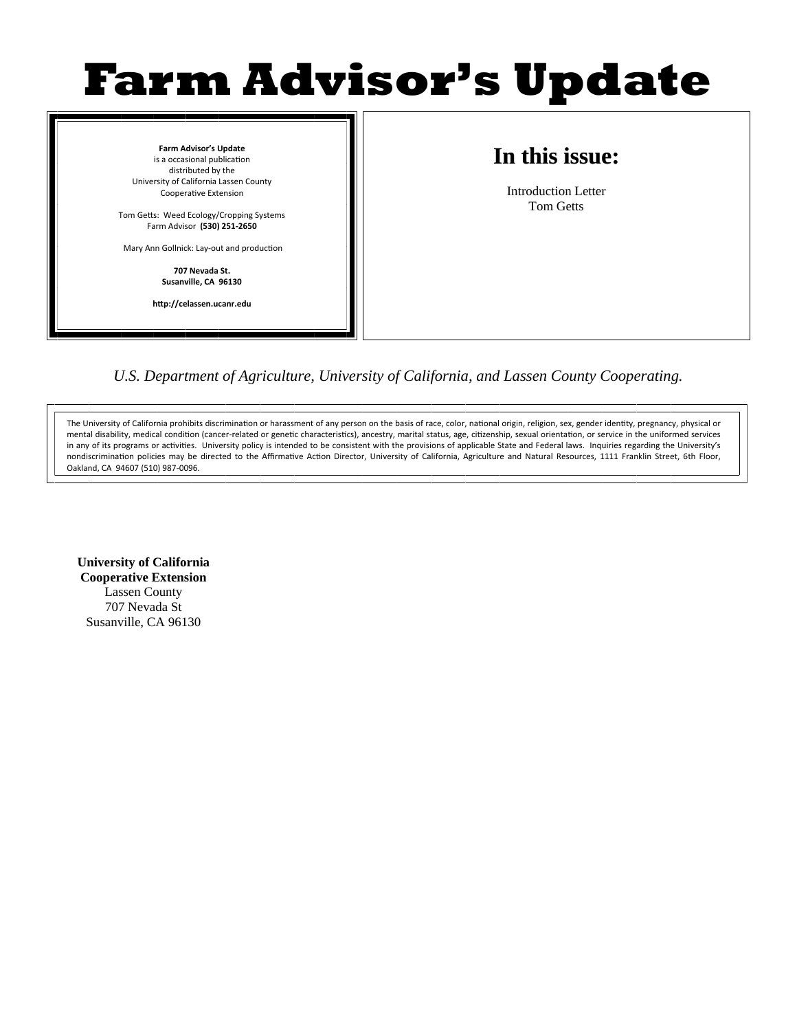# Farm Advisor's Update

**Farm Advisor's Update**
is a occasional publication
distributed by the
University of California Lassen County
Cooperative Extension

Tom Getts: Weed Ecology/Cropping Systems
Farm Advisor **(530) 251-2650**

Mary Ann Gollnick: Lay-out and production

**707 Nevada St.**
**Susanville, CA 96130**

**http://celassen.ucanr.edu**

## In this issue:

Introduction Letter
Tom Getts

*U.S. Department of Agriculture, University of California, and Lassen County Cooperating.*

The University of California prohibits discrimination or harassment of any person on the basis of race, color, national origin, religion, sex, gender identity, pregnancy, physical or mental disability, medical condition (cancer-related or genetic characteristics), ancestry, marital status, age, citizenship, sexual orientation, or service in the uniformed services in any of its programs or activities. University policy is intended to be consistent with the provisions of applicable State and Federal laws. Inquiries regarding the University's nondiscrimination policies may be directed to the Affirmative Action Director, University of California, Agriculture and Natural Resources, 1111 Franklin Street, 6th Floor, Oakland, CA 94607 (510) 987-0096.

**University of California**
**Cooperative Extension**
Lassen County
707 Nevada St
Susanville, CA 96130